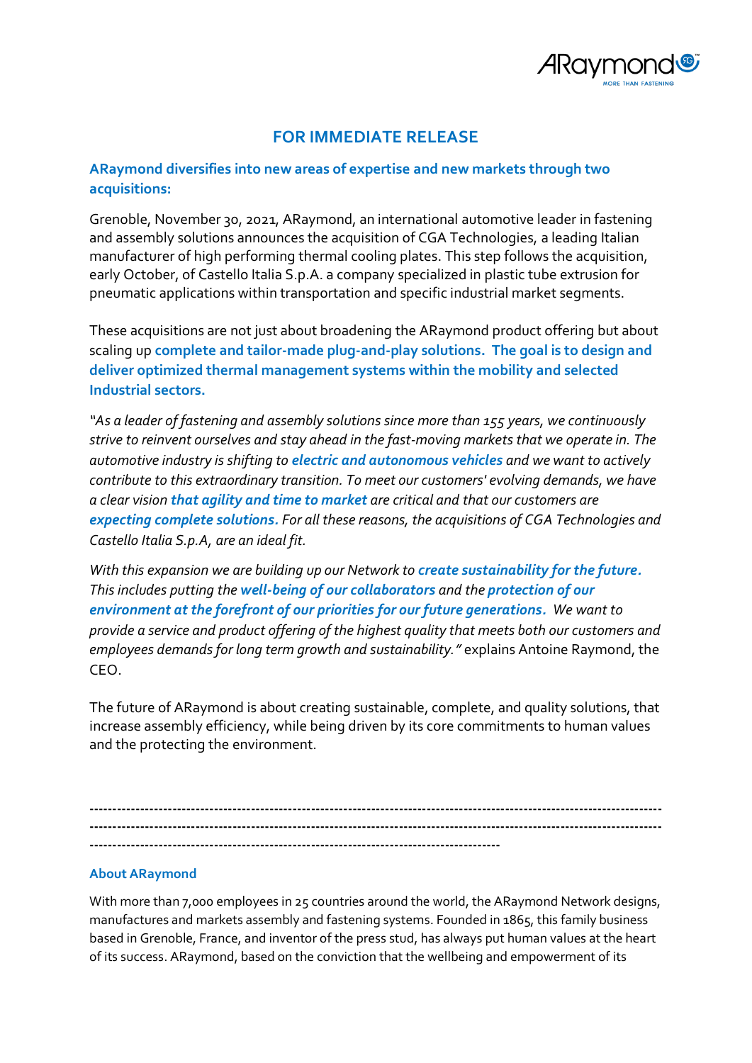## FOR IMMEDIATE RELEASE

### ARaymond diversifies into new areas of expertise and new markets through two acquisitions:

Grenoble, November 30, 2021, ARaymond, an international automotive leader in fastening and assembly solutions announces the acquisition of CGA Technologies, a leading Italian manufacturer of high performing thermal cooling plates. This step follows the acquisition, early October, of Castello Italia S.p.A. a company specialized in plastic tube extrusion for pneumatic applications within transportation and specific industrial market segments.

These acquisitions are not just about broadening the ARaymond product offering but about scaling up **complete and tailor-made plug-and-play solutions. The goal is to design and deliver optimized thermal management systems within the mobility and selected Industrial sectors.**

*"As a leader of fastening and assembly solutions since more than 155 years, we continuously strive to reinvent ourselves and stay ahead in the fast-moving markets that we operate in. The automotive industry is shifting to* ***electric and autonomous vehicles*** *and we want to actively contribute to this extraordinary transition. To meet our customers' evolving demands, we have a clear vision* ***that agility and time to market*** *are critical and that our customers are* ***expecting complete solutions.*** *For all these reasons, the acquisitions of CGA Technologies and Castello Italia S.p.A, are an ideal fit.*

*With this expansion we are building up our Network to* ***create sustainability for the future.*** *This includes putting the* ***well-being of our collaborators*** *and the* ***protection of our environment at the forefront of our priorities for our future generations.*** *We want to provide a service and product offering of the highest quality that meets both our customers and employees demands for long term growth and sustainability."* explains Antoine Raymond, the CEO.

The future of ARaymond is about creating sustainable, complete, and quality solutions, that increase assembly efficiency, while being driven by its core commitments to human values and the protecting the environment.

---

### About ARaymond

With more than 7,000 employees in 25 countries around the world, the ARaymond Network designs, manufactures and markets assembly and fastening systems. Founded in 1865, this family business based in Grenoble, France, and inventor of the press stud, has always put human values at the heart of its success. ARaymond, based on the conviction that the wellbeing and empowerment of its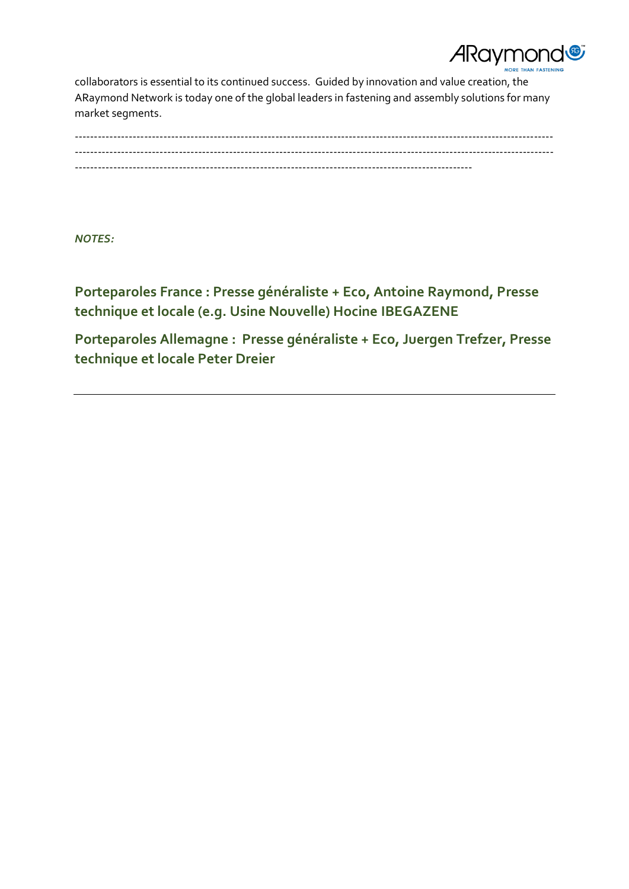collaborators is essential to its continued success. Guided by innovation and value creation, the ARaymond Network is today one of the global leaders in fastening and assembly solutions for many market segments.

---

*NOTES:*

**Porteparoles France : Presse généraliste + Eco, Antoine Raymond, Presse technique et locale (e.g. Usine Nouvelle) Hocine IBEGAZENE**

**Porteparoles Allemagne : Presse généraliste + Eco, Juergen Trefzer, Presse technique et locale Peter Dreier**

---